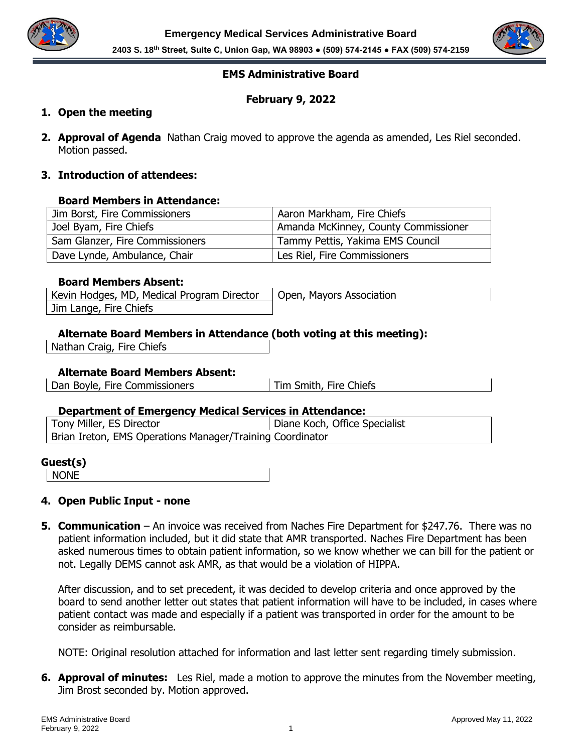**Emergency Medical Services Administrative Board**

**2403 S. 18th Street, Suite C, Union Gap, WA 98903 ● (509) 574-2145 ● FAX (509) 574-2159**

## EMS Administrative Board

## February 9, 2022

1. **Open the meeting**

2. **Approval of Agenda** Nathan Craig moved to approve the agenda as amended, Les Riel seconded. Motion passed.

3. **Introduction of attendees:**

**Board Members in Attendance:**

| | |
|---|---|
| Jim Borst, Fire Commissioners | Aaron Markham, Fire Chiefs |
| Joel Byam, Fire Chiefs | Amanda McKinney, County Commissioner |
| Sam Glanzer, Fire Commissioners | Tammy Pettis, Yakima EMS Council |
| Dave Lynde, Ambulance, Chair | Les Riel, Fire Commissioners |

**Board Members Absent:**

| | |
|---|---|
| Kevin Hodges, MD, Medical Program Director | Open, Mayors Association |
| Jim Lange, Fire Chiefs | |

**Alternate Board Members in Attendance (both voting at this meeting):**

| |
|---|
| Nathan Craig, Fire Chiefs |

**Alternate Board Members Absent:**

| | |
|---|---|
| Dan Boyle, Fire Commissioners | Tim Smith, Fire Chiefs |

**Department of Emergency Medical Services in Attendance:**

| | |
|---|---|
| Tony Miller, ES Director | Diane Koch, Office Specialist |
| Brian Ireton, EMS Operations Manager/Training Coordinator | |

**Guest(s)**

| |
|---|
| NONE |

4. **Open Public Input - none**

5. **Communication** – An invoice was received from Naches Fire Department for $247.76. There was no patient information included, but it did state that AMR transported. Naches Fire Department has been asked numerous times to obtain patient information, so we know whether we can bill for the patient or not. Legally DEMS cannot ask AMR, as that would be a violation of HIPPA.

   After discussion, and to set precedent, it was decided to develop criteria and once approved by the board to send another letter out states that patient information will have to be included, in cases where patient contact was made and especially if a patient was transported in order for the amount to be consider as reimbursable.

   NOTE: Original resolution attached for information and last letter sent regarding timely submission.

6. **Approval of minutes:** Les Riel, made a motion to approve the minutes from the November meeting, Jim Brost seconded by. Motion approved.

Approved May 11, 2022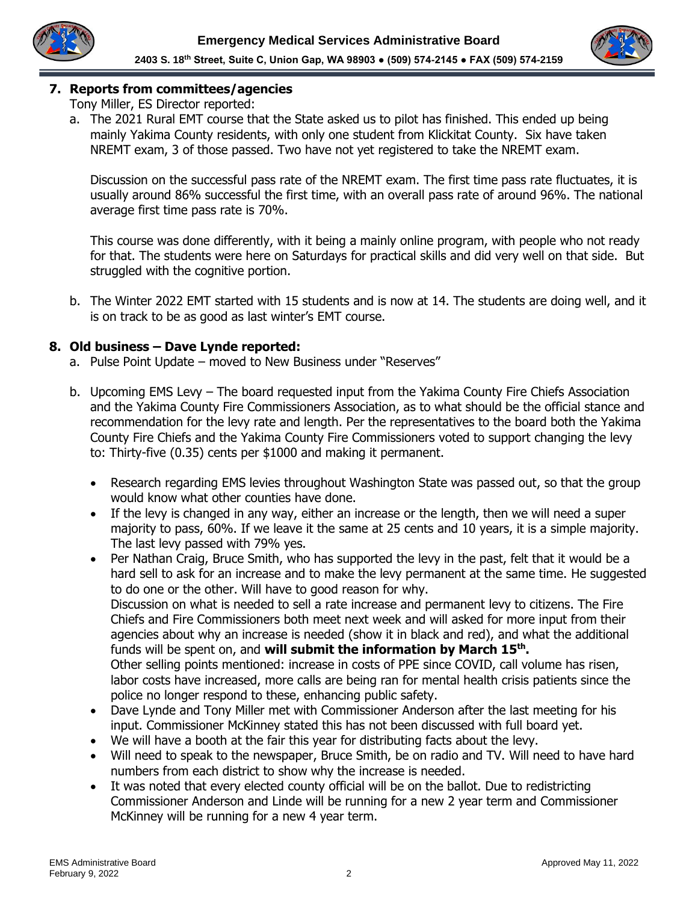## 7. Reports from committees/agencies

Tony Miller, ES Director reported:

a. The 2021 Rural EMT course that the State asked us to pilot has finished. This ended up being mainly Yakima County residents, with only one student from Klickitat County. Six have taken NREMT exam, 3 of those passed. Two have not yet registered to take the NREMT exam.

   Discussion on the successful pass rate of the NREMT exam. The first time pass rate fluctuates, it is usually around 86% successful the first time, with an overall pass rate of around 96%. The national average first time pass rate is 70%.

   This course was done differently, with it being a mainly online program, with people who not ready for that. The students were here on Saturdays for practical skills and did very well on that side. But struggled with the cognitive portion.

b. The Winter 2022 EMT started with 15 students and is now at 14. The students are doing well, and it is on track to be as good as last winter's EMT course.

## 8. Old business – Dave Lynde reported:

a. Pulse Point Update – moved to New Business under "Reserves"

b. Upcoming EMS Levy – The board requested input from the Yakima County Fire Chiefs Association and the Yakima County Fire Commissioners Association, as to what should be the official stance and recommendation for the levy rate and length. Per the representatives to the board both the Yakima County Fire Chiefs and the Yakima County Fire Commissioners voted to support changing the levy to: Thirty-five (0.35) cents per $1000 and making it permanent.

   - Research regarding EMS levies throughout Washington State was passed out, so that the group would know what other counties have done.
   - If the levy is changed in any way, either an increase or the length, then we will need a super majority to pass, 60%. If we leave it the same at 25 cents and 10 years, it is a simple majority. The last levy passed with 79% yes.
   - Per Nathan Craig, Bruce Smith, who has supported the levy in the past, felt that it would be a hard sell to ask for an increase and to make the levy permanent at the same time. He suggested to do one or the other. Will have to good reason for why.
     Discussion on what is needed to sell a rate increase and permanent levy to citizens. The Fire Chiefs and Fire Commissioners both meet next week and will asked for more input from their agencies about why an increase is needed (show it in black and red), and what the additional funds will be spent on, and **will submit the information by March 15th.**
     Other selling points mentioned: increase in costs of PPE since COVID, call volume has risen, labor costs have increased, more calls are being ran for mental health crisis patients since the police no longer respond to these, enhancing public safety.
   - Dave Lynde and Tony Miller met with Commissioner Anderson after the last meeting for his input. Commissioner McKinney stated this has not been discussed with full board yet.
   - We will have a booth at the fair this year for distributing facts about the levy.
   - Will need to speak to the newspaper, Bruce Smith, be on radio and TV. Will need to have hard numbers from each district to show why the increase is needed.
   - It was noted that every elected county official will be on the ballot. Due to redistricting Commissioner Anderson and Linde will be running for a new 2 year term and Commissioner McKinney will be running for a new 4 year term.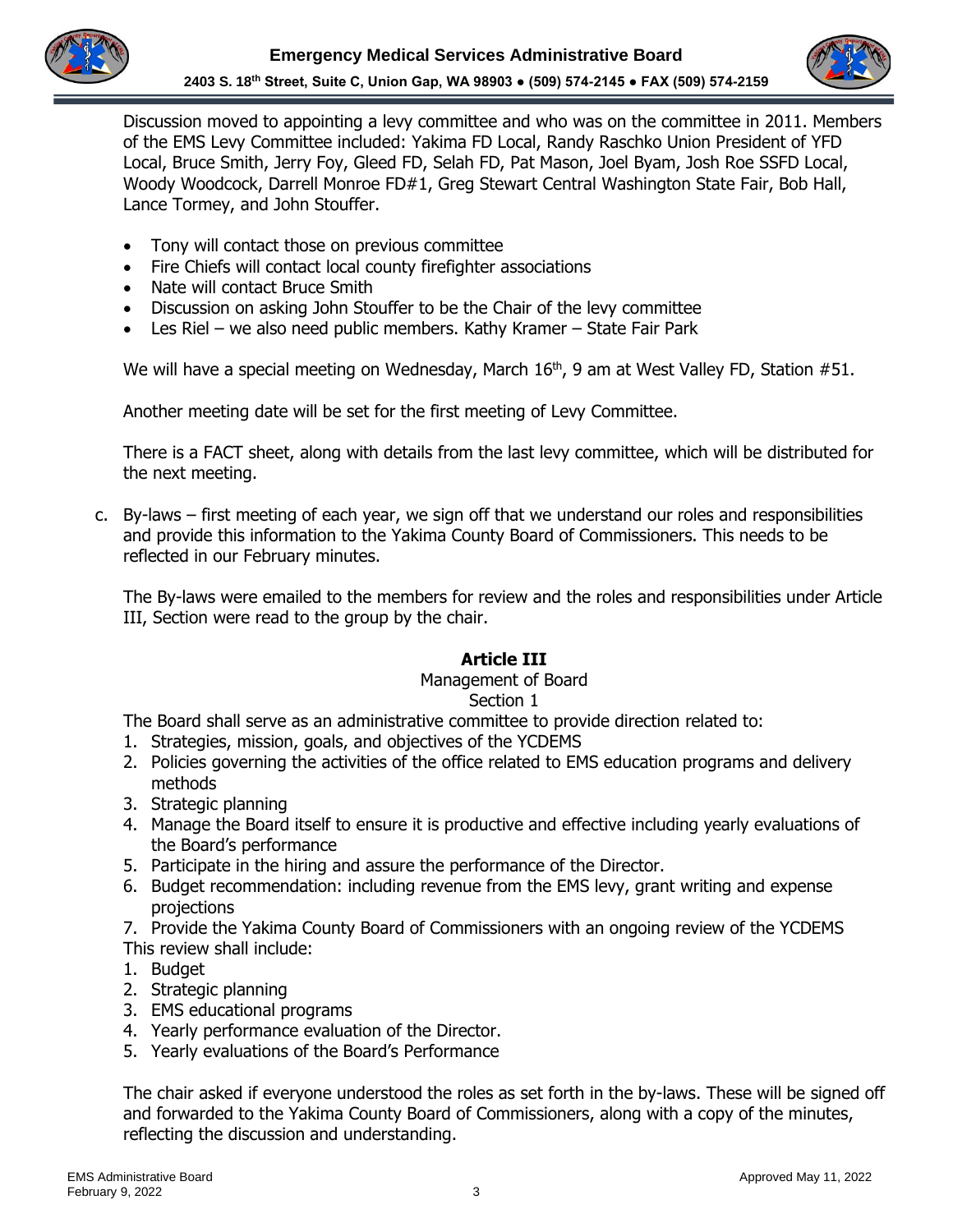Discussion moved to appointing a levy committee and who was on the committee in 2011. Members of the EMS Levy Committee included: Yakima FD Local, Randy Raschko Union President of YFD Local, Bruce Smith, Jerry Foy, Gleed FD, Selah FD, Pat Mason, Joel Byam, Josh Roe SSFD Local, Woody Woodcock, Darrell Monroe FD#1, Greg Stewart Central Washington State Fair, Bob Hall, Lance Tormey, and John Stouffer.

- Tony will contact those on previous committee
- Fire Chiefs will contact local county firefighter associations
- Nate will contact Bruce Smith
- Discussion on asking John Stouffer to be the Chair of the levy committee
- Les Riel – we also need public members. Kathy Kramer – State Fair Park

We will have a special meeting on Wednesday, March 16th, 9 am at West Valley FD, Station #51.

Another meeting date will be set for the first meeting of Levy Committee.

There is a FACT sheet, along with details from the last levy committee, which will be distributed for the next meeting.

c. By-laws – first meeting of each year, we sign off that we understand our roles and responsibilities and provide this information to the Yakima County Board of Commissioners. This needs to be reflected in our February minutes.

The By-laws were emailed to the members for review and the roles and responsibilities under Article III, Section were read to the group by the chair.

**Article III**

Management of Board

Section 1

The Board shall serve as an administrative committee to provide direction related to:

1. Strategies, mission, goals, and objectives of the YCDEMS
2. Policies governing the activities of the office related to EMS education programs and delivery methods
3. Strategic planning
4. Manage the Board itself to ensure it is productive and effective including yearly evaluations of the Board's performance
5. Participate in the hiring and assure the performance of the Director.
6. Budget recommendation: including revenue from the EMS levy, grant writing and expense projections
7. Provide the Yakima County Board of Commissioners with an ongoing review of the YCDEMS

This review shall include:

1. Budget
2. Strategic planning
3. EMS educational programs
4. Yearly performance evaluation of the Director.
5. Yearly evaluations of the Board's Performance

The chair asked if everyone understood the roles as set forth in the by-laws. These will be signed off and forwarded to the Yakima County Board of Commissioners, along with a copy of the minutes, reflecting the discussion and understanding.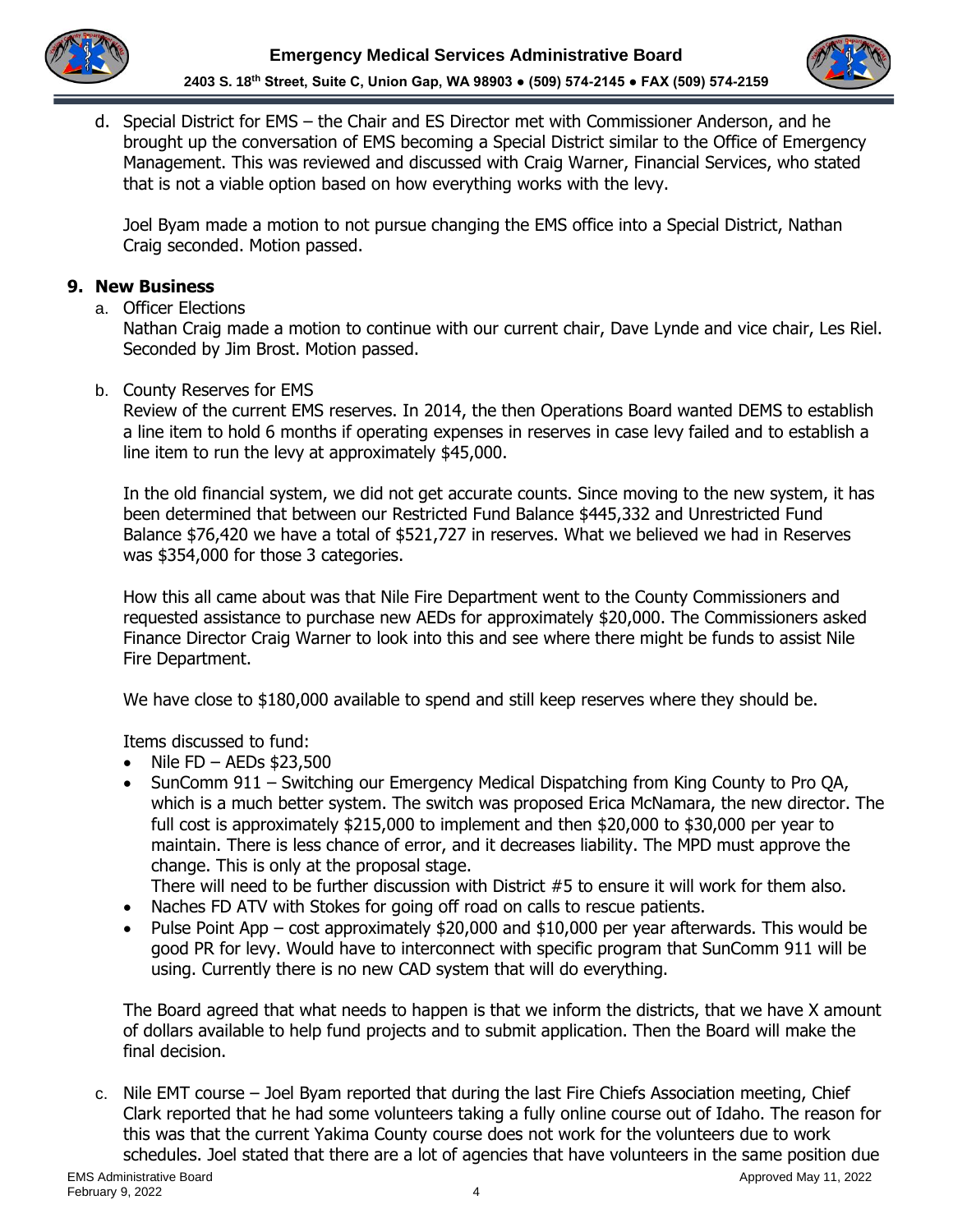d. Special District for EMS – the Chair and ES Director met with Commissioner Anderson, and he brought up the conversation of EMS becoming a Special District similar to the Office of Emergency Management. This was reviewed and discussed with Craig Warner, Financial Services, who stated that is not a viable option based on how everything works with the levy.

   Joel Byam made a motion to not pursue changing the EMS office into a Special District, Nathan Craig seconded. Motion passed.

## 9. New Business

a. Officer Elections

   Nathan Craig made a motion to continue with our current chair, Dave Lynde and vice chair, Les Riel. Seconded by Jim Brost. Motion passed.

b. County Reserves for EMS

   Review of the current EMS reserves. In 2014, the then Operations Board wanted DEMS to establish a line item to hold 6 months if operating expenses in reserves in case levy failed and to establish a line item to run the levy at approximately $45,000.

   In the old financial system, we did not get accurate counts. Since moving to the new system, it has been determined that between our Restricted Fund Balance $445,332 and Unrestricted Fund Balance $76,420 we have a total of $521,727 in reserves. What we believed we had in Reserves was $354,000 for those 3 categories.

   How this all came about was that Nile Fire Department went to the County Commissioners and requested assistance to purchase new AEDs for approximately $20,000. The Commissioners asked Finance Director Craig Warner to look into this and see where there might be funds to assist Nile Fire Department.

   We have close to $180,000 available to spend and still keep reserves where they should be.

   Items discussed to fund:

   - Nile FD – AEDs $23,500
   - SunComm 911 – Switching our Emergency Medical Dispatching from King County to Pro QA, which is a much better system. The switch was proposed Erica McNamara, the new director. The full cost is approximately $215,000 to implement and then $20,000 to $30,000 per year to maintain. There is less chance of error, and it decreases liability. The MPD must approve the change. This is only at the proposal stage.
     There will need to be further discussion with District #5 to ensure it will work for them also.
   - Naches FD ATV with Stokes for going off road on calls to rescue patients.
   - Pulse Point App – cost approximately $20,000 and $10,000 per year afterwards. This would be good PR for levy. Would have to interconnect with specific program that SunComm 911 will be using. Currently there is no new CAD system that will do everything.

   The Board agreed that what needs to happen is that we inform the districts, that we have X amount of dollars available to help fund projects and to submit application. Then the Board will make the final decision.

c. Nile EMT course – Joel Byam reported that during the last Fire Chiefs Association meeting, Chief Clark reported that he had some volunteers taking a fully online course out of Idaho. The reason for this was that the current Yakima County course does not work for the volunteers due to work schedules. Joel stated that there are a lot of agencies that have volunteers in the same position due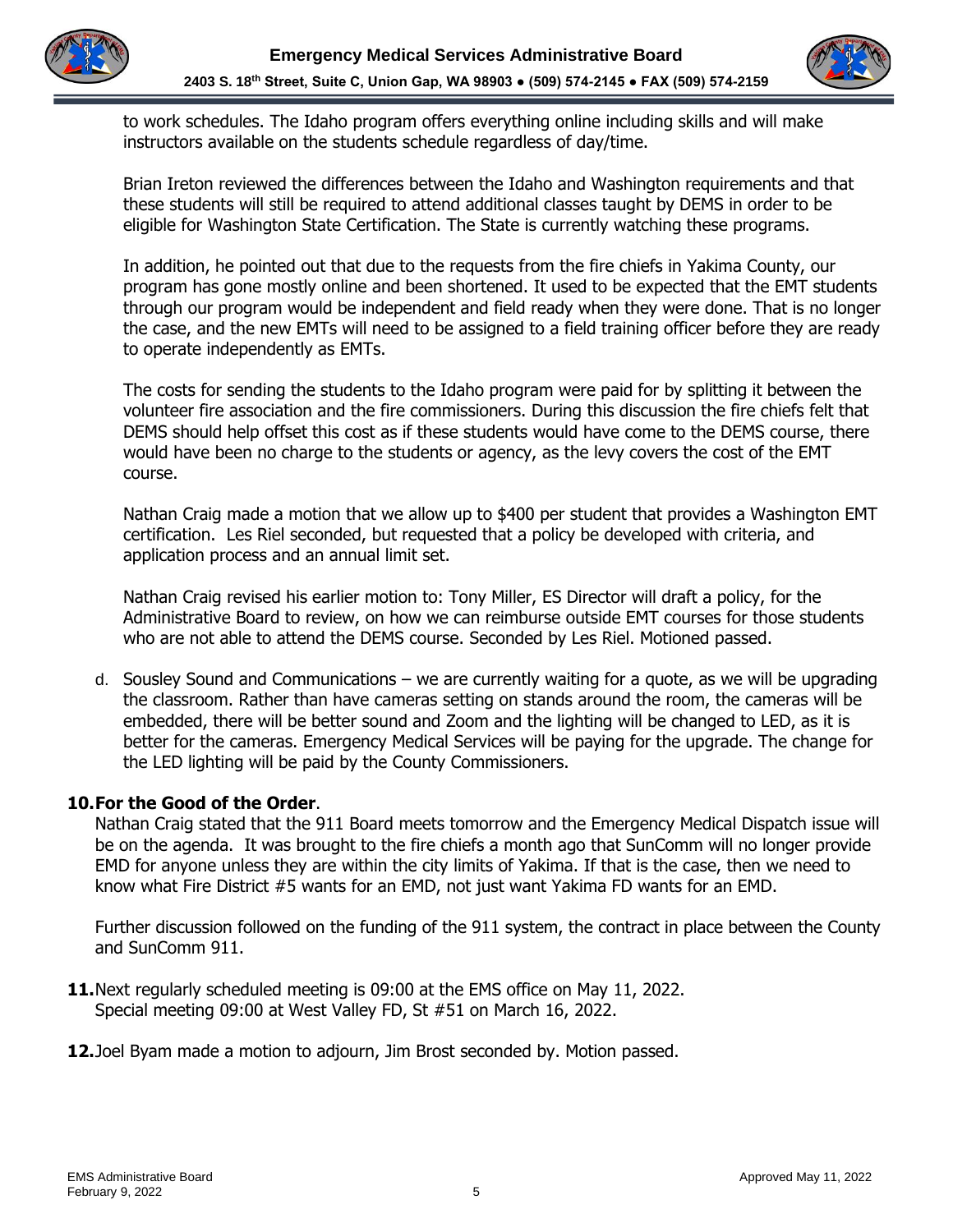to work schedules. The Idaho program offers everything online including skills and will make instructors available on the students schedule regardless of day/time.

Brian Ireton reviewed the differences between the Idaho and Washington requirements and that these students will still be required to attend additional classes taught by DEMS in order to be eligible for Washington State Certification. The State is currently watching these programs.

In addition, he pointed out that due to the requests from the fire chiefs in Yakima County, our program has gone mostly online and been shortened. It used to be expected that the EMT students through our program would be independent and field ready when they were done. That is no longer the case, and the new EMTs will need to be assigned to a field training officer before they are ready to operate independently as EMTs.

The costs for sending the students to the Idaho program were paid for by splitting it between the volunteer fire association and the fire commissioners. During this discussion the fire chiefs felt that DEMS should help offset this cost as if these students would have come to the DEMS course, there would have been no charge to the students or agency, as the levy covers the cost of the EMT course.

Nathan Craig made a motion that we allow up to $400 per student that provides a Washington EMT certification. Les Riel seconded, but requested that a policy be developed with criteria, and application process and an annual limit set.

Nathan Craig revised his earlier motion to: Tony Miller, ES Director will draft a policy, for the Administrative Board to review, on how we can reimburse outside EMT courses for those students who are not able to attend the DEMS course. Seconded by Les Riel. Motioned passed.

d. Sousley Sound and Communications – we are currently waiting for a quote, as we will be upgrading the classroom. Rather than have cameras setting on stands around the room, the cameras will be embedded, there will be better sound and Zoom and the lighting will be changed to LED, as it is better for the cameras. Emergency Medical Services will be paying for the upgrade. The change for the LED lighting will be paid by the County Commissioners.

**10. For the Good of the Order**.

Nathan Craig stated that the 911 Board meets tomorrow and the Emergency Medical Dispatch issue will be on the agenda. It was brought to the fire chiefs a month ago that SunComm will no longer provide EMD for anyone unless they are within the city limits of Yakima. If that is the case, then we need to know what Fire District #5 wants for an EMD, not just want Yakima FD wants for an EMD.

Further discussion followed on the funding of the 911 system, the contract in place between the County and SunComm 911.

**11.** Next regularly scheduled meeting is 09:00 at the EMS office on May 11, 2022.
Special meeting 09:00 at West Valley FD, St #51 on March 16, 2022.

**12.** Joel Byam made a motion to adjourn, Jim Brost seconded by. Motion passed.